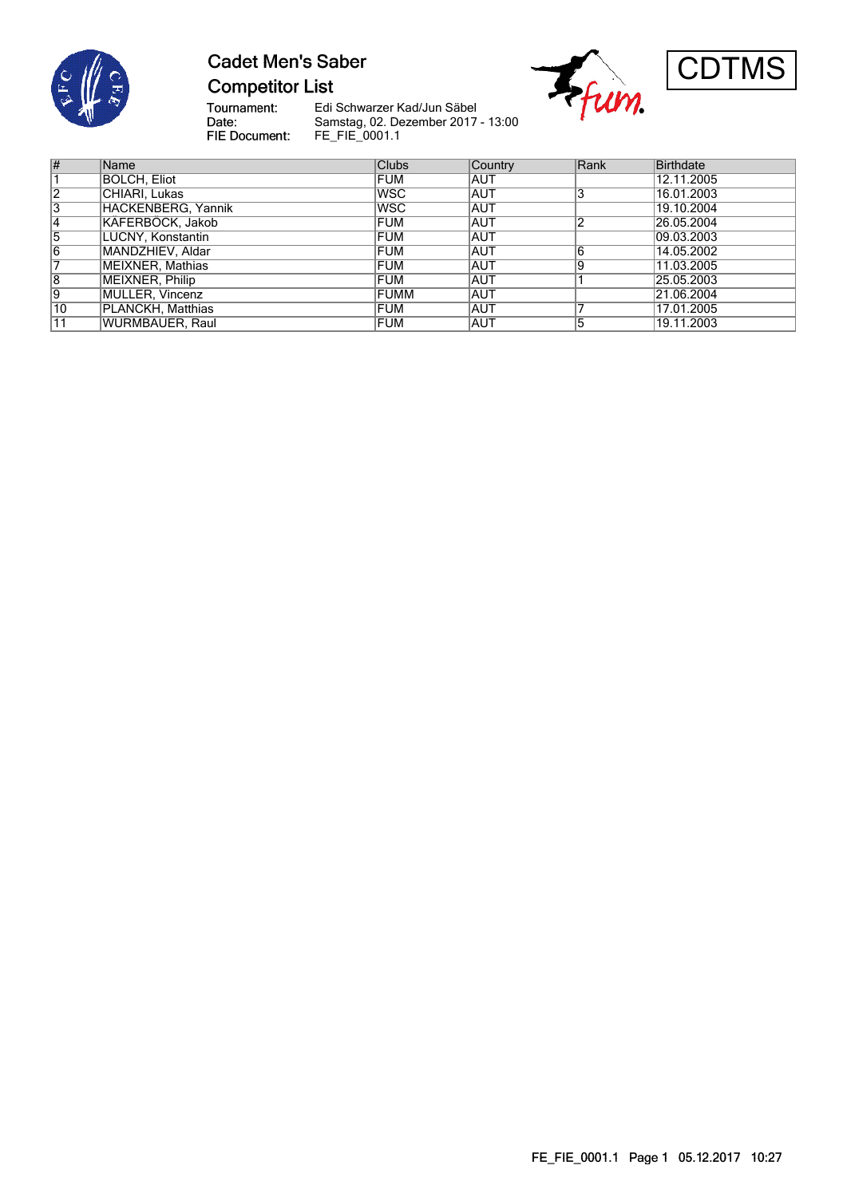# Cadet Men's Saber

## Competitor List

Tournament: Edi Schwarzer Kad/Jun Säbel
Date: Samstag, 02. Dezember 2017 - 13:00
FIE Document: FE_FIE_0001.1

CDTMS

| # | Name | Clubs | Country | Rank | Birthdate |
|---|---|---|---|---|---|
| 1 | BOLCH, Eliot | FUM | AUT | | 12.11.2005 |
| 2 | CHIARI, Lukas | WSC | AUT | 3 | 16.01.2003 |
| 3 | HACKENBERG, Yannik | WSC | AUT | | 19.10.2004 |
| 4 | KÄFERBÖCK, Jakob | FUM | AUT | 2 | 26.05.2004 |
| 5 | LUCNY, Konstantin | FUM | AUT | | 09.03.2003 |
| 6 | MANDZHIEV, Aldar | FUM | AUT | 6 | 14.05.2002 |
| 7 | MEIXNER, Mathias | FUM | AUT | 9 | 11.03.2005 |
| 8 | MEIXNER, Philip | FUM | AUT | 1 | 25.05.2003 |
| 9 | MÜLLER, Vincenz | FUMM | AUT | | 21.06.2004 |
| 10 | PLANCKH, Matthias | FUM | AUT | 7 | 17.01.2005 |
| 11 | WURMBAUER, Raul | FUM | AUT | 5 | 19.11.2003 |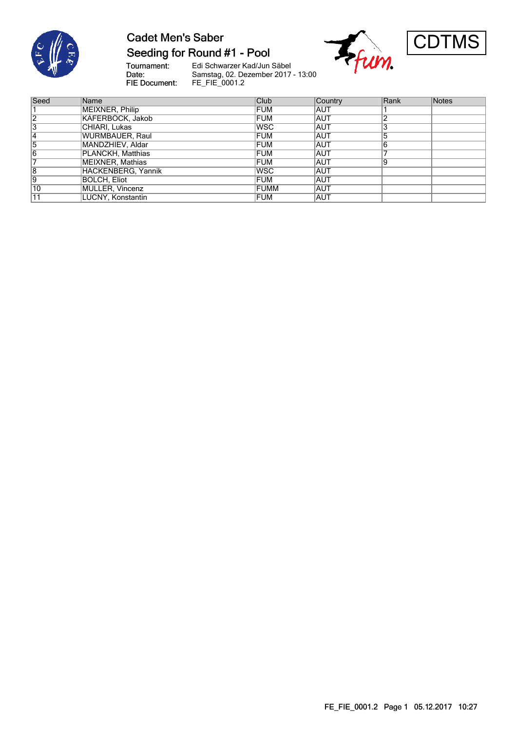# Cadet Men's Saber

## Seeding for Round #1 - Pool

CDTMS

**Tournament:** Edi Schwarzer Kad/Jun Säbel
**Date:** Samstag, 02. Dezember 2017 - 13:00
**FIE Document:** FE_FIE_0001.2

| Seed | Name | Club | Country | Rank | Notes |
|---|---|---|---|---|---|
| 1 | MEIXNER, Philip | FUM | AUT | 1 | |
| 2 | KÄFERBÖCK, Jakob | FUM | AUT | 2 | |
| 3 | CHIARI, Lukas | WSC | AUT | 3 | |
| 4 | WURMBAUER, Raul | FUM | AUT | 5 | |
| 5 | MANDZHIEV, Aldar | FUM | AUT | 6 | |
| 6 | PLANCKH, Matthias | FUM | AUT | 7 | |
| 7 | MEIXNER, Mathias | FUM | AUT | 9 | |
| 8 | HACKENBERG, Yannik | WSC | AUT | | |
| 9 | BOLCH, Eliot | FUM | AUT | | |
| 10 | MÜLLER, Vincenz | FUMM | AUT | | |
| 11 | LUCNY, Konstantin | FUM | AUT | | |

FE_FIE_0001.2 Page 1 05.12.2017 10:27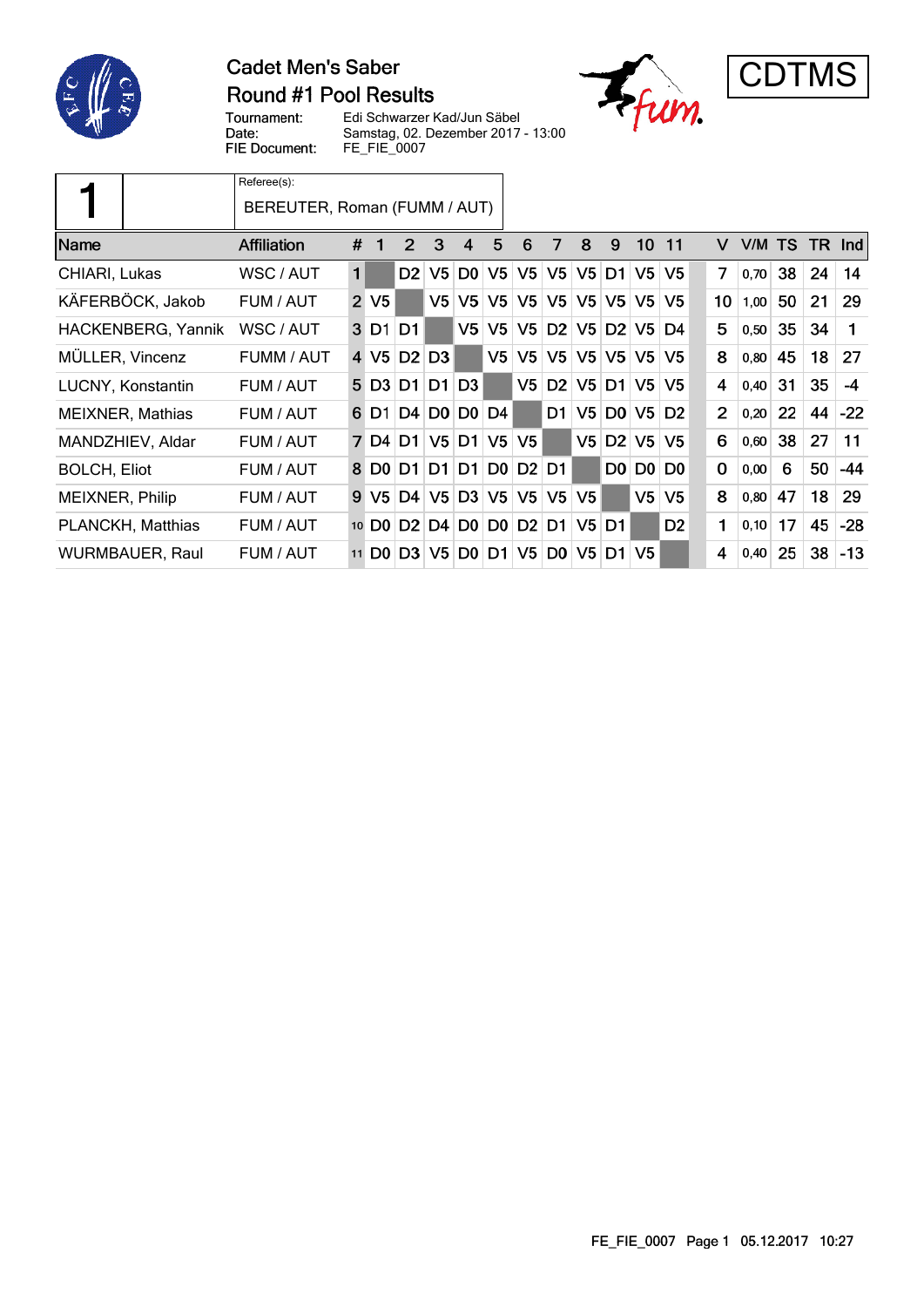# Cadet Men's Saber

## Round #1 Pool Results

Tournament: Edi Schwarzer Kad/Jun Säbel
Date: Samstag, 02. Dezember 2017 - 13:00
FIE Document: FE_FIE_0007

CDTMS

**1**

Referee(s):
BEREUTER, Roman (FUMM / AUT)

| Name | Affiliation | # | 1 | 2 | 3 | 4 | 5 | 6 | 7 | 8 | 9 | 10 | 11 | V | V/M | TS | TR | Ind |
|---|---|---|---|---|---|---|---|---|---|---|---|---|---|---|---|---|---|---|
| CHIARI, Lukas | WSC / AUT | 1 | | D2 | V5 | D0 | V5 | V5 | V5 | V5 | D1 | V5 | V5 | 7 | 0,70 | 38 | 24 | 14 |
| KÄFERBÖCK, Jakob | FUM / AUT | 2 | V5 | | V5 | V5 | V5 | V5 | V5 | V5 | V5 | V5 | V5 | 10 | 1,00 | 50 | 21 | 29 |
| HACKENBERG, Yannik | WSC / AUT | 3 | D1 | D1 | | V5 | V5 | V5 | D2 | V5 | D2 | V5 | D4 | 5 | 0,50 | 35 | 34 | 1 |
| MÜLLER, Vincenz | FUMM / AUT | 4 | V5 | D2 | D3 | | V5 | V5 | V5 | V5 | V5 | V5 | V5 | 8 | 0,80 | 45 | 18 | 27 |
| LUCNY, Konstantin | FUM / AUT | 5 | D3 | D1 | D1 | D3 | | V5 | D2 | V5 | D1 | V5 | V5 | 4 | 0,40 | 31 | 35 | -4 |
| MEIXNER, Mathias | FUM / AUT | 6 | D1 | D4 | D0 | D0 | D4 | | D1 | V5 | D0 | V5 | D2 | 2 | 0,20 | 22 | 44 | -22 |
| MANDZHIEV, Aldar | FUM / AUT | 7 | D4 | D1 | V5 | D1 | V5 | V5 | | V5 | D2 | V5 | V5 | 6 | 0,60 | 38 | 27 | 11 |
| BOLCH, Eliot | FUM / AUT | 8 | D0 | D1 | D1 | D1 | D0 | D2 | D1 | | D0 | D0 | D0 | 0 | 0,00 | 6 | 50 | -44 |
| MEIXNER, Philip | FUM / AUT | 9 | V5 | D4 | V5 | D3 | V5 | V5 | V5 | V5 | | V5 | V5 | 8 | 0,80 | 47 | 18 | 29 |
| PLANCKH, Matthias | FUM / AUT | 10 | D0 | D2 | D4 | D0 | D0 | D2 | D1 | V5 | D1 | | D2 | 1 | 0,10 | 17 | 45 | -28 |
| WURMBAUER, Raul | FUM / AUT | 11 | D0 | D3 | V5 | D0 | D1 | V5 | D0 | V5 | D1 | V5 | | 4 | 0,40 | 25 | 38 | -13 |

FE_FIE_0007 Page 1 05.12.2017 10:27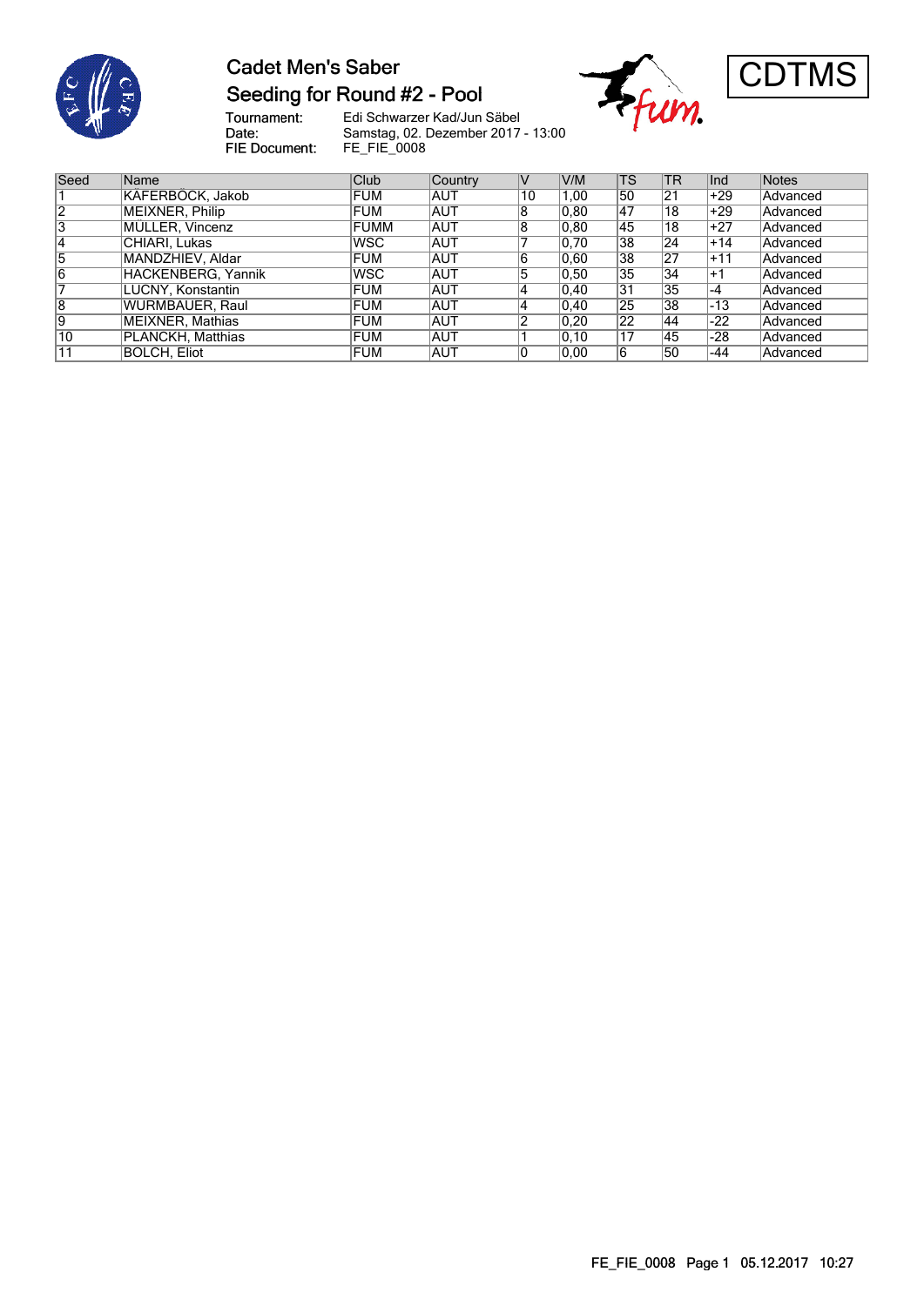# Cadet Men's Saber

## Seeding for Round #2 - Pool

CDTMS

**Tournament:** Edi Schwarzer Kad/Jun Säbel
**Date:** Samstag, 02. Dezember 2017 - 13:00
**FIE Document:** FE_FIE_0008

| Seed | Name | Club | Country | V | V/M | TS | TR | Ind | Notes |
|---|---|---|---|---|---|---|---|---|---|
| 1 | KÄFERBÖCK, Jakob | FUM | AUT | 10 | 1,00 | 50 | 21 | +29 | Advanced |
| 2 | MEIXNER, Philip | FUM | AUT | 8 | 0,80 | 47 | 18 | +29 | Advanced |
| 3 | MÜLLER, Vincenz | FUMM | AUT | 8 | 0,80 | 45 | 18 | +27 | Advanced |
| 4 | CHIARI, Lukas | WSC | AUT | 7 | 0,70 | 38 | 24 | +14 | Advanced |
| 5 | MANDZHIEV, Aldar | FUM | AUT | 6 | 0,60 | 38 | 27 | +11 | Advanced |
| 6 | HACKENBERG, Yannik | WSC | AUT | 5 | 0,50 | 35 | 34 | +1 | Advanced |
| 7 | LUCNY, Konstantin | FUM | AUT | 4 | 0,40 | 31 | 35 | -4 | Advanced |
| 8 | WURMBAUER, Raul | FUM | AUT | 4 | 0,40 | 25 | 38 | -13 | Advanced |
| 9 | MEIXNER, Mathias | FUM | AUT | 2 | 0,20 | 22 | 44 | -22 | Advanced |
| 10 | PLANCKH, Matthias | FUM | AUT | 1 | 0,10 | 17 | 45 | -28 | Advanced |
| 11 | BOLCH, Eliot | FUM | AUT | 0 | 0,00 | 6 | 50 | -44 | Advanced |

FE_FIE_0008 Page 1 05.12.2017 10:27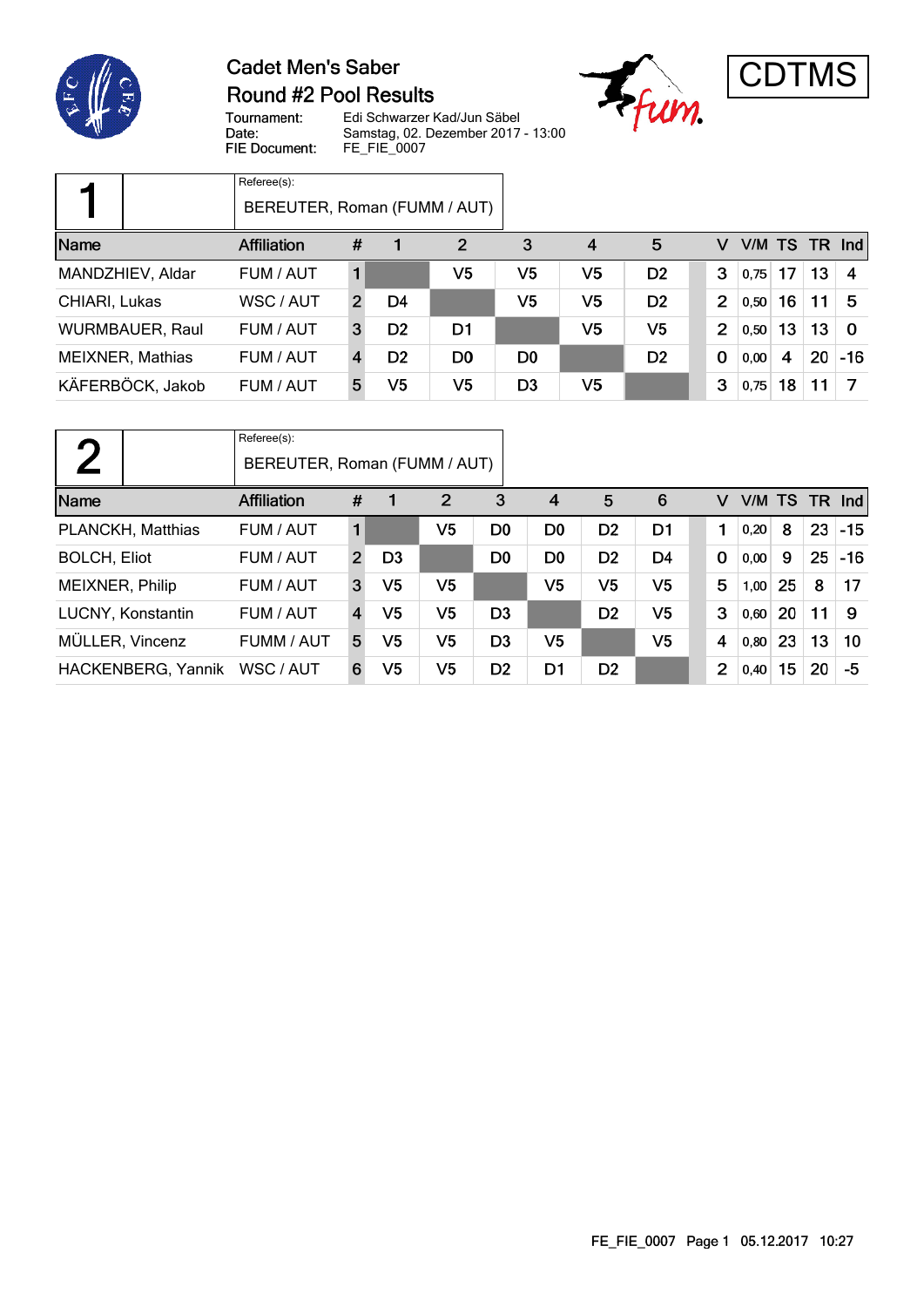# Cadet Men's Saber

## Round #2 Pool Results

Tournament: Edi Schwarzer Kad/Jun Säbel
Date: Samstag, 02. Dezember 2017 - 13:00
FIE Document: FE_FIE_0007

CDTMS

### Pool 1

Referee(s): BEREUTER, Roman (FUMM / AUT)

| Name | Affiliation | # | 1 | 2 | 3 | 4 | 5 | V | V/M | TS | TR | Ind |
|---|---|---|---|---|---|---|---|---|---|---|---|---|
| MANDZHIEV, Aldar | FUM / AUT | 1 | | V5 | V5 | V5 | D2 | 3 | 0,75 | 17 | 13 | 4 |
| CHIARI, Lukas | WSC / AUT | 2 | D4 | | V5 | V5 | D2 | 2 | 0,50 | 16 | 11 | 5 |
| WURMBAUER, Raul | FUM / AUT | 3 | D2 | D1 | | V5 | V5 | 2 | 0,50 | 13 | 13 | 0 |
| MEIXNER, Mathias | FUM / AUT | 4 | D2 | D0 | D0 | | D2 | 0 | 0,00 | 4 | 20 | -16 |
| KÄFERBÖCK, Jakob | FUM / AUT | 5 | V5 | V5 | D3 | V5 | | 3 | 0,75 | 18 | 11 | 7 |

### Pool 2

Referee(s): BEREUTER, Roman (FUMM / AUT)

| Name | Affiliation | # | 1 | 2 | 3 | 4 | 5 | 6 | V | V/M | TS | TR | Ind |
|---|---|---|---|---|---|---|---|---|---|---|---|---|---|
| PLANCKH, Matthias | FUM / AUT | 1 | | V5 | D0 | D0 | D2 | D1 | 1 | 0,20 | 8 | 23 | -15 |
| BOLCH, Eliot | FUM / AUT | 2 | D3 | | D0 | D0 | D2 | D4 | 0 | 0,00 | 9 | 25 | -16 |
| MEIXNER, Philip | FUM / AUT | 3 | V5 | V5 | | V5 | V5 | V5 | 5 | 1,00 | 25 | 8 | 17 |
| LUCNY, Konstantin | FUM / AUT | 4 | V5 | V5 | D3 | | D2 | V5 | 3 | 0,60 | 20 | 11 | 9 |
| MÜLLER, Vincenz | FUMM / AUT | 5 | V5 | V5 | D3 | V5 | | V5 | 4 | 0,80 | 23 | 13 | 10 |
| HACKENBERG, Yannik | WSC / AUT | 6 | V5 | V5 | D2 | D1 | D2 | | 2 | 0,40 | 15 | 20 | -5 |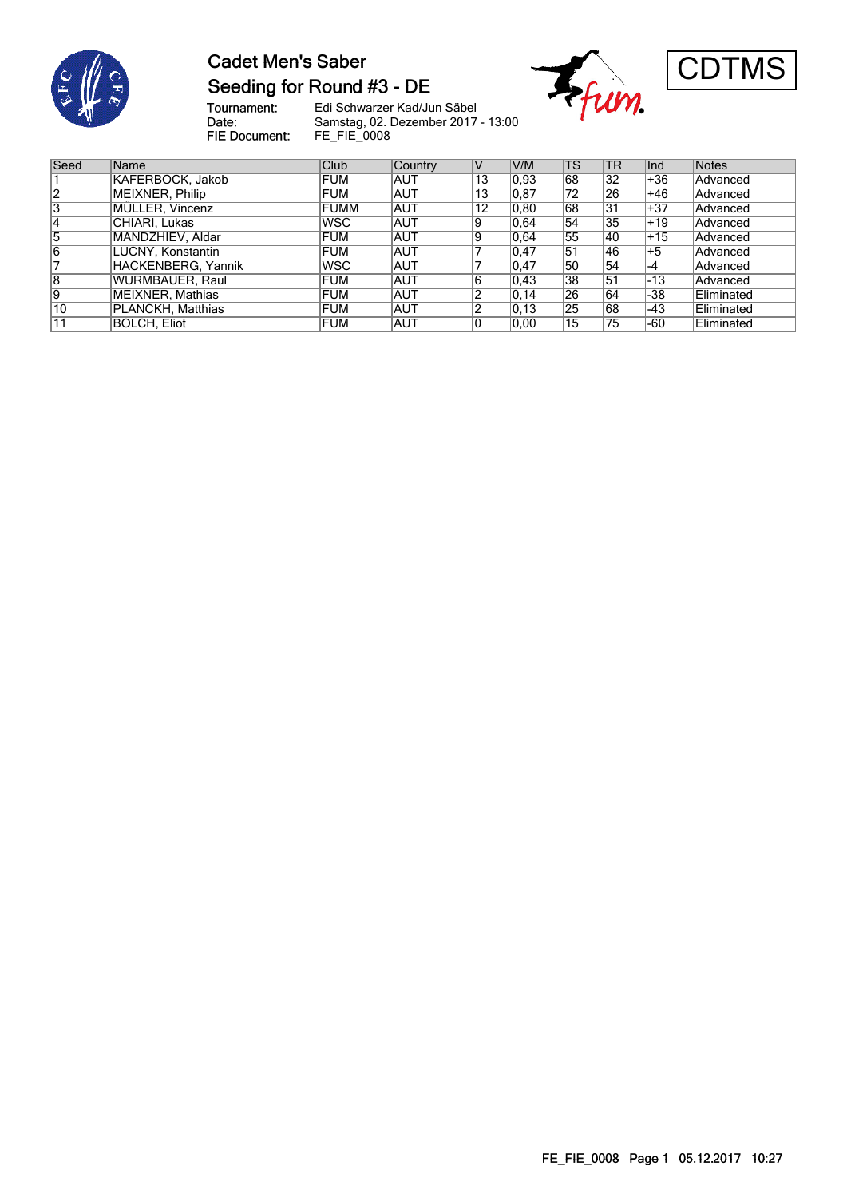# Cadet Men's Saber

## Seeding for Round #3 - DE

CDTMS

**Tournament:** Edi Schwarzer Kad/Jun Säbel
**Date:** Samstag, 02. Dezember 2017 - 13:00
**FIE Document:** FE_FIE_0008

| Seed | Name | Club | Country | V | V/M | TS | TR | Ind | Notes |
|---|---|---|---|---|---|---|---|---|---|
| 1 | KÄFERBÖCK, Jakob | FUM | AUT | 13 | 0,93 | 68 | 32 | +36 | Advanced |
| 2 | MEIXNER, Philip | FUM | AUT | 13 | 0,87 | 72 | 26 | +46 | Advanced |
| 3 | MÜLLER, Vincenz | FUMM | AUT | 12 | 0,80 | 68 | 31 | +37 | Advanced |
| 4 | CHIARI, Lukas | WSC | AUT | 9 | 0,64 | 54 | 35 | +19 | Advanced |
| 5 | MANDZHIEV, Aldar | FUM | AUT | 9 | 0,64 | 55 | 40 | +15 | Advanced |
| 6 | LUCNY, Konstantin | FUM | AUT | 7 | 0,47 | 51 | 46 | +5 | Advanced |
| 7 | HACKENBERG, Yannik | WSC | AUT | 7 | 0,47 | 50 | 54 | -4 | Advanced |
| 8 | WURMBAUER, Raul | FUM | AUT | 6 | 0,43 | 38 | 51 | -13 | Advanced |
| 9 | MEIXNER, Mathias | FUM | AUT | 2 | 0,14 | 26 | 64 | -38 | Eliminated |
| 10 | PLANCKH, Matthias | FUM | AUT | 2 | 0,13 | 25 | 68 | -43 | Eliminated |
| 11 | BOLCH, Eliot | FUM | AUT | 0 | 0,00 | 15 | 75 | -60 | Eliminated |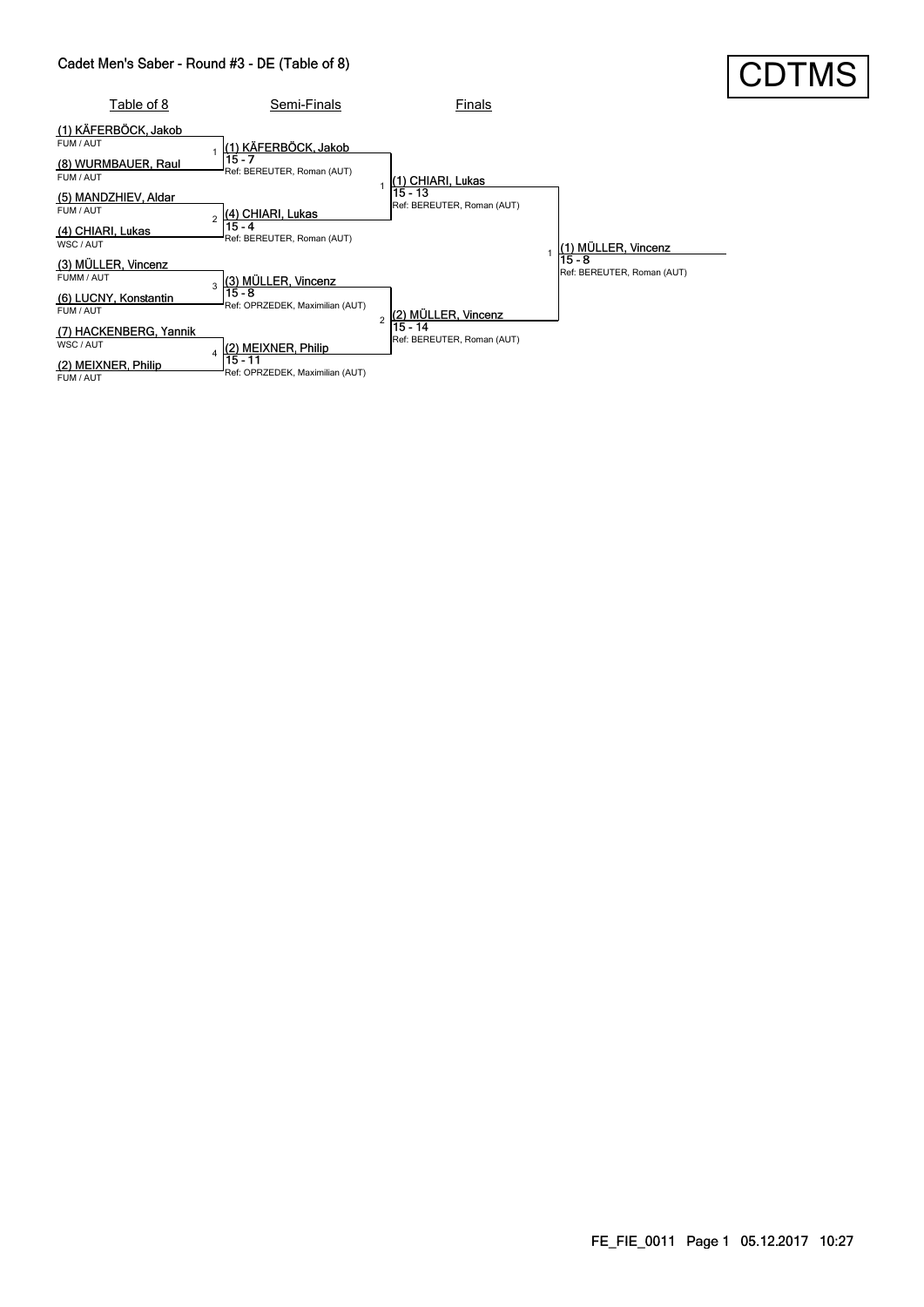## Cadet Men's Saber - Round #3 - DE (Table of 8)

CDTMS

### Table of 8

| Seed | Fencer | Club / Country |
| --- | --- | --- |
| (1) | KÄFERBÖCK, Jakob | FUM / AUT |
| (8) | WURMBAUER, Raul | FUM / AUT |
| (5) | MANDZHIEV, Aldar | FUM / AUT |
| (4) | CHIARI, Lukas | WSC / AUT |
| (3) | MÜLLER, Vincenz | FUMM / AUT |
| (6) | LUCNY, Konstantin | FUM / AUT |
| (7) | HACKENBERG, Yannik | WSC / AUT |
| (2) | MEIXNER, Philip | FUM / AUT |

### Semi-Finals

| Bout | Winner | Score | Referee |
| --- | --- | --- | --- |
| 1 | (1) KÄFERBÖCK, Jakob | 15 - 7 | Ref: BEREUTER, Roman (AUT) |
| 2 | (4) CHIARI, Lukas | 15 - 4 | Ref: BEREUTER, Roman (AUT) |
| 3 | (3) MÜLLER, Vincenz | 15 - 8 | Ref: OPRZEDEK, Maximilian (AUT) |
| 4 | (2) MEIXNER, Philip | 15 - 11 | Ref: OPRZEDEK, Maximilian (AUT) |

### Finals

| Bout | Winner | Score | Referee |
| --- | --- | --- | --- |
| 1 | (1) CHIARI, Lukas | 15 - 13 | Ref: BEREUTER, Roman (AUT) |
| 2 | (2) MÜLLER, Vincenz | 15 - 14 | Ref: BEREUTER, Roman (AUT) |

### Final Result

| Bout | Winner | Score | Referee |
| --- | --- | --- | --- |
| 1 | (1) MÜLLER, Vincenz | 15 - 8 | Ref: BEREUTER, Roman (AUT) |

FE_FIE_0011 Page 1 05.12.2017 10:27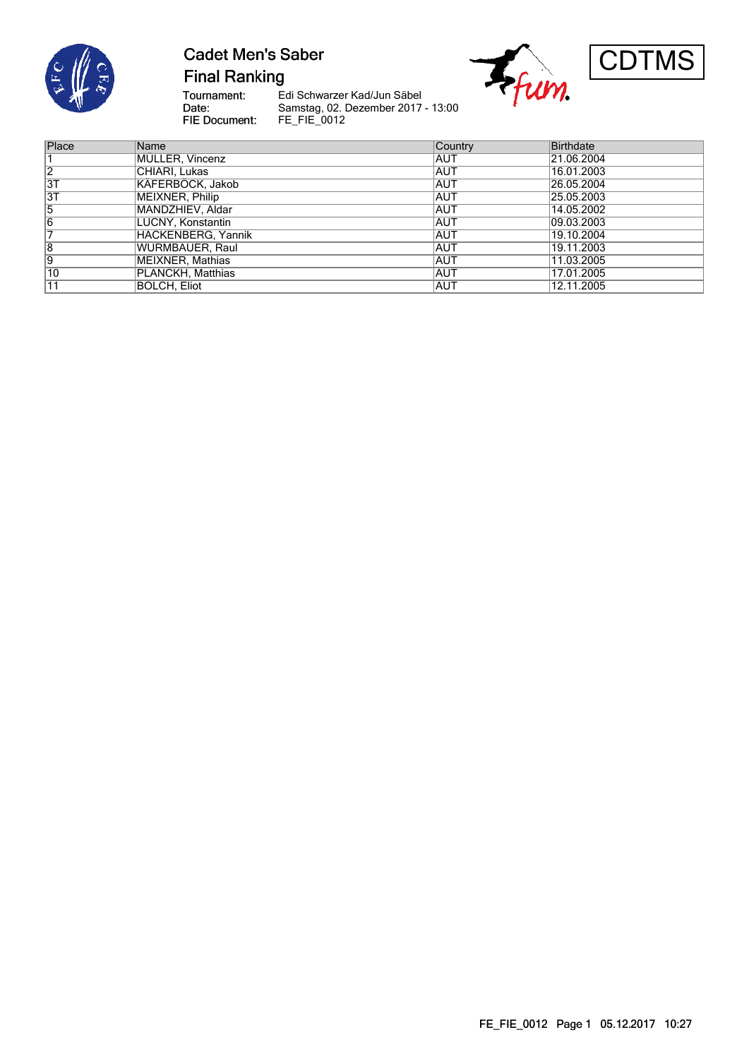# Cadet Men's Saber

## Final Ranking

Tournament: Edi Schwarzer Kad/Jun Säbel
Date: Samstag, 02. Dezember 2017 - 13:00
FIE Document: FE_FIE_0012

CDTMS

| Place | Name | Country | Birthdate |
|---|---|---|---|
| 1 | MÜLLER, Vincenz | AUT | 21.06.2004 |
| 2 | CHIARI, Lukas | AUT | 16.01.2003 |
| 3T | KÄFERBÖCK, Jakob | AUT | 26.05.2004 |
| 3T | MEIXNER, Philip | AUT | 25.05.2003 |
| 5 | MANDZHIEV, Aldar | AUT | 14.05.2002 |
| 6 | LUCNY, Konstantin | AUT | 09.03.2003 |
| 7 | HACKENBERG, Yannik | AUT | 19.10.2004 |
| 8 | WURMBAUER, Raul | AUT | 19.11.2003 |
| 9 | MEIXNER, Mathias | AUT | 11.03.2005 |
| 10 | PLANCKH, Matthias | AUT | 17.01.2005 |
| 11 | BOLCH, Eliot | AUT | 12.11.2005 |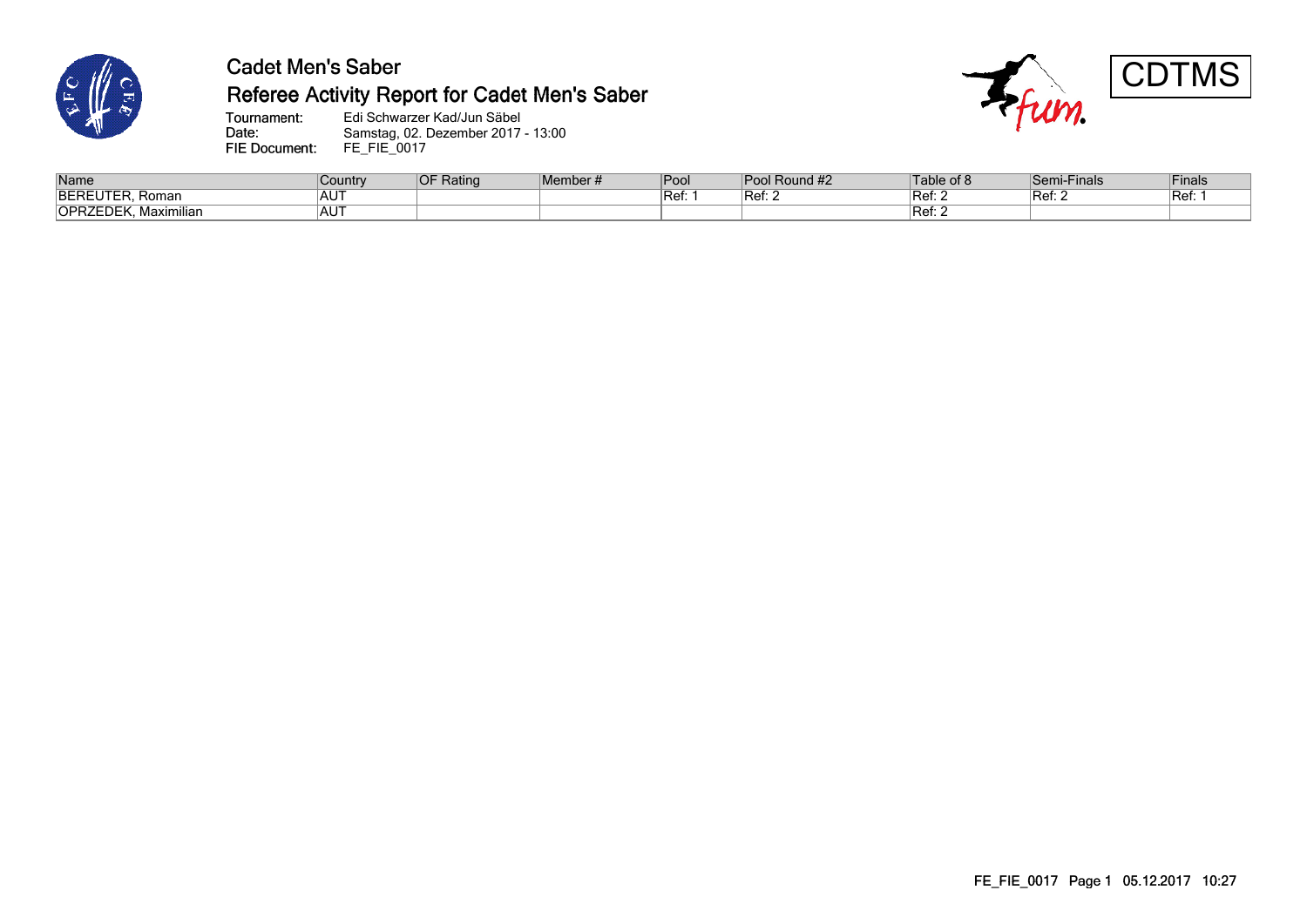# Cadet Men's Saber

## Referee Activity Report for Cadet Men's Saber

**Tournament:** Edi Schwarzer Kad/Jun Säbel
**Date:** Samstag, 02. Dezember 2017 - 13:00
**FIE Document:** FE_FIE_0017

CDTMS

| Name | Country | OF Rating | Member # | Pool | Pool Round #2 | Table of 8 | Semi-Finals | Finals |
|---|---|---|---|---|---|---|---|---|
| BEREUTER, Roman | AUT | | | Ref: 1 | Ref: 2 | Ref: 2 | Ref: 2 | Ref: 1 |
| OPRZEDEK, Maximilian | AUT | | | | | Ref: 2 | | |